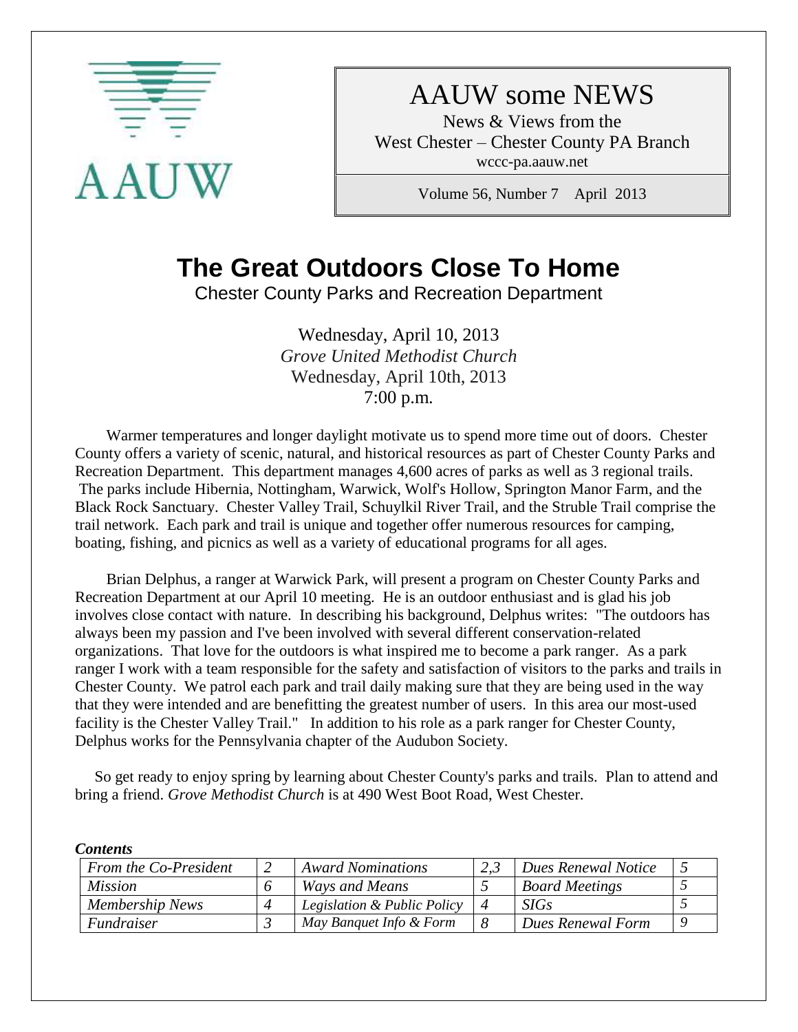AAUW

# AAUW some NEWS

News & Views from the
West Chester – Chester County PA Branch
wccc-pa.aauw.net

Volume 56, Number 7 April 2013

# The Great Outdoors Close To Home

Chester County Parks and Recreation Department

Wednesday, April 10, 2013
*Grove United Methodist Church*
Wednesday, April 10th, 2013
7:00 p.m.

Warmer temperatures and longer daylight motivate us to spend more time out of doors. Chester County offers a variety of scenic, natural, and historical resources as part of Chester County Parks and Recreation Department. This department manages 4,600 acres of parks as well as 3 regional trails. The parks include Hibernia, Nottingham, Warwick, Wolf's Hollow, Springton Manor Farm, and the Black Rock Sanctuary. Chester Valley Trail, Schuylkil River Trail, and the Struble Trail comprise the trail network. Each park and trail is unique and together offer numerous resources for camping, boating, fishing, and picnics as well as a variety of educational programs for all ages.

Brian Delphus, a ranger at Warwick Park, will present a program on Chester County Parks and Recreation Department at our April 10 meeting. He is an outdoor enthusiast and is glad his job involves close contact with nature. In describing his background, Delphus writes: "The outdoors has always been my passion and I've been involved with several different conservation-related organizations. That love for the outdoors is what inspired me to become a park ranger. As a park ranger I work with a team responsible for the safety and satisfaction of visitors to the parks and trails in Chester County. We patrol each park and trail daily making sure that they are being used in the way that they were intended and are benefitting the greatest number of users. In this area our most-used facility is the Chester Valley Trail." In addition to his role as a park ranger for Chester County, Delphus works for the Pennsylvania chapter of the Audubon Society.

So get ready to enjoy spring by learning about Chester County's parks and trails. Plan to attend and bring a friend. *Grove Methodist Church* is at 490 West Boot Road, West Chester.

***Contents***

| | | | | | |
|---|---|---|---|---|---|
| *From the Co-President* | *2* | *Award Nominations* | *2,3* | *Dues Renewal Notice* | *5* |
| *Mission* | *6* | *Ways and Means* | *5* | *Board Meetings* | *5* |
| *Membership News* | *4* | *Legislation & Public Policy* | *4* | *SIGs* | *5* |
| *Fundraiser* | *3* | *May Banquet Info & Form* | *8* | *Dues Renewal Form* | *9* |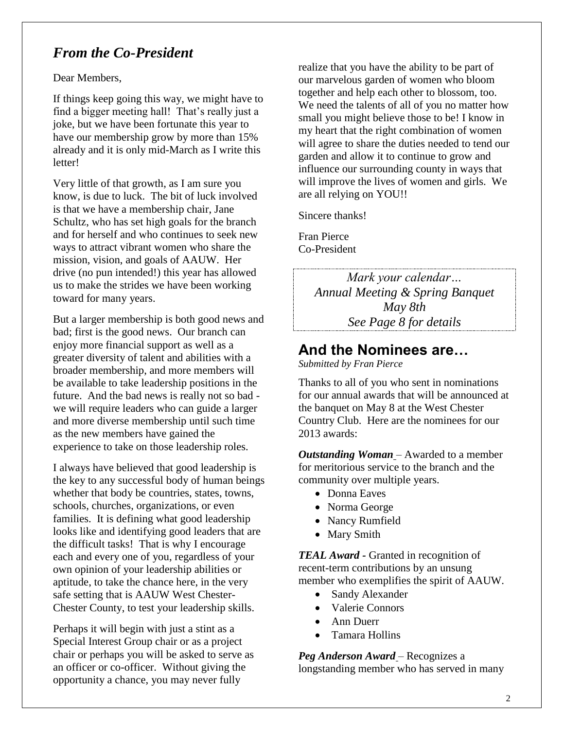## *From the Co-President*

Dear Members,

If things keep going this way, we might have to find a bigger meeting hall! That's really just a joke, but we have been fortunate this year to have our membership grow by more than 15% already and it is only mid-March as I write this letter!

Very little of that growth, as I am sure you know, is due to luck. The bit of luck involved is that we have a membership chair, Jane Schultz, who has set high goals for the branch and for herself and who continues to seek new ways to attract vibrant women who share the mission, vision, and goals of AAUW. Her drive (no pun intended!) this year has allowed us to make the strides we have been working toward for many years.

But a larger membership is both good news and bad; first is the good news. Our branch can enjoy more financial support as well as a greater diversity of talent and abilities with a broader membership, and more members will be available to take leadership positions in the future. And the bad news is really not so bad - we will require leaders who can guide a larger and more diverse membership until such time as the new members have gained the experience to take on those leadership roles.

I always have believed that good leadership is the key to any successful body of human beings whether that body be countries, states, towns, schools, churches, organizations, or even families. It is defining what good leadership looks like and identifying good leaders that are the difficult tasks! That is why I encourage each and every one of you, regardless of your own opinion of your leadership abilities or aptitude, to take the chance here, in the very safe setting that is AAUW West Chester-Chester County, to test your leadership skills.

Perhaps it will begin with just a stint as a Special Interest Group chair or as a project chair or perhaps you will be asked to serve as an officer or co-officer. Without giving the opportunity a chance, you may never fully realize that you have the ability to be part of our marvelous garden of women who bloom together and help each other to blossom, too. We need the talents of all of you no matter how small you might believe those to be! I know in my heart that the right combination of women will agree to share the duties needed to tend our garden and allow it to continue to grow and influence our surrounding county in ways that will improve the lives of women and girls. We are all relying on YOU!!

Sincere thanks!

Fran Pierce
Co-President

*Mark your calendar…*
*Annual Meeting & Spring Banquet*
*May 8th*
*See Page 8 for details*

## And the Nominees are…

*Submitted by Fran Pierce*

Thanks to all of you who sent in nominations for our annual awards that will be announced at the banquet on May 8 at the West Chester Country Club. Here are the nominees for our 2013 awards:

***Outstanding Woman*** – Awarded to a member for meritorious service to the branch and the community over multiple years.

- Donna Eaves
- Norma George
- Nancy Rumfield
- Mary Smith

***TEAL Award*** - Granted in recognition of recent-term contributions by an unsung member who exemplifies the spirit of AAUW.

- Sandy Alexander
- Valerie Connors
- Ann Duerr
- Tamara Hollins

***Peg Anderson Award*** – Recognizes a longstanding member who has served in many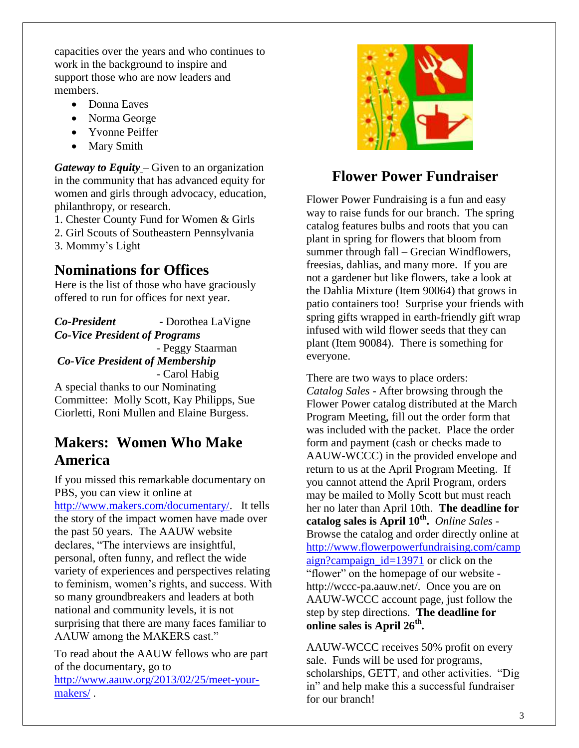capacities over the years and who continues to work in the background to inspire and support those who are now leaders and members.

- Donna Eaves
- Norma George
- Yvonne Peiffer
- Mary Smith

***Gateway to Equity*** – Given to an organization in the community that has advanced equity for women and girls through advocacy, education, philanthropy, or research.

1. Chester County Fund for Women & Girls
2. Girl Scouts of Southeastern Pennsylvania
3. Mommy's Light

## Nominations for Offices

Here is the list of those who have graciously offered to run for offices for next year.

***Co-President*** - Dorothea LaVigne
***Co-Vice President of Programs*** - Peggy Staarman
***Co-Vice President of Membership*** - Carol Habig

A special thanks to our Nominating Committee: Molly Scott, Kay Philipps, Sue Ciorletti, Roni Mullen and Elaine Burgess.

## Makers: Women Who Make America

If you missed this remarkable documentary on PBS, you can view it online at http://www.makers.com/documentary/. It tells the story of the impact women have made over the past 50 years. The AAUW website declares, "The interviews are insightful, personal, often funny, and reflect the wide variety of experiences and perspectives relating to feminism, women's rights, and success. With so many groundbreakers and leaders at both national and community levels, it is not surprising that there are many faces familiar to AAUW among the MAKERS cast."

To read about the AAUW fellows who are part of the documentary, go to http://www.aauw.org/2013/02/25/meet-your-makers/ .

## Flower Power Fundraiser

Flower Power Fundraising is a fun and easy way to raise funds for our branch. The spring catalog features bulbs and roots that you can plant in spring for flowers that bloom from summer through fall – Grecian Windflowers, freesias, dahlias, and many more. If you are not a gardener but like flowers, take a look at the Dahlia Mixture (Item 90064) that grows in patio containers too! Surprise your friends with spring gifts wrapped in earth-friendly gift wrap infused with wild flower seeds that they can plant (Item 90084). There is something for everyone.

There are two ways to place orders:
*Catalog Sales* - After browsing through the Flower Power catalog distributed at the March Program Meeting, fill out the order form that was included with the packet. Place the order form and payment (cash or checks made to AAUW-WCCC) in the provided envelope and return to us at the April Program Meeting. If you cannot attend the April Program, orders may be mailed to Molly Scott but must reach her no later than April 10th. **The deadline for catalog sales is April 10th.** *Online Sales* - Browse the catalog and order directly online at http://www.flowerpowerfundraising.com/campaign?campaign_id=13971 or click on the "flower" on the homepage of our website - http://wccc-pa.aauw.net/. Once you are on AAUW-WCCC account page, just follow the step by step directions. **The deadline for online sales is April 26th.**

AAUW-WCCC receives 50% profit on every sale. Funds will be used for programs, scholarships, GETT, and other activities. "Dig in" and help make this a successful fundraiser for our branch!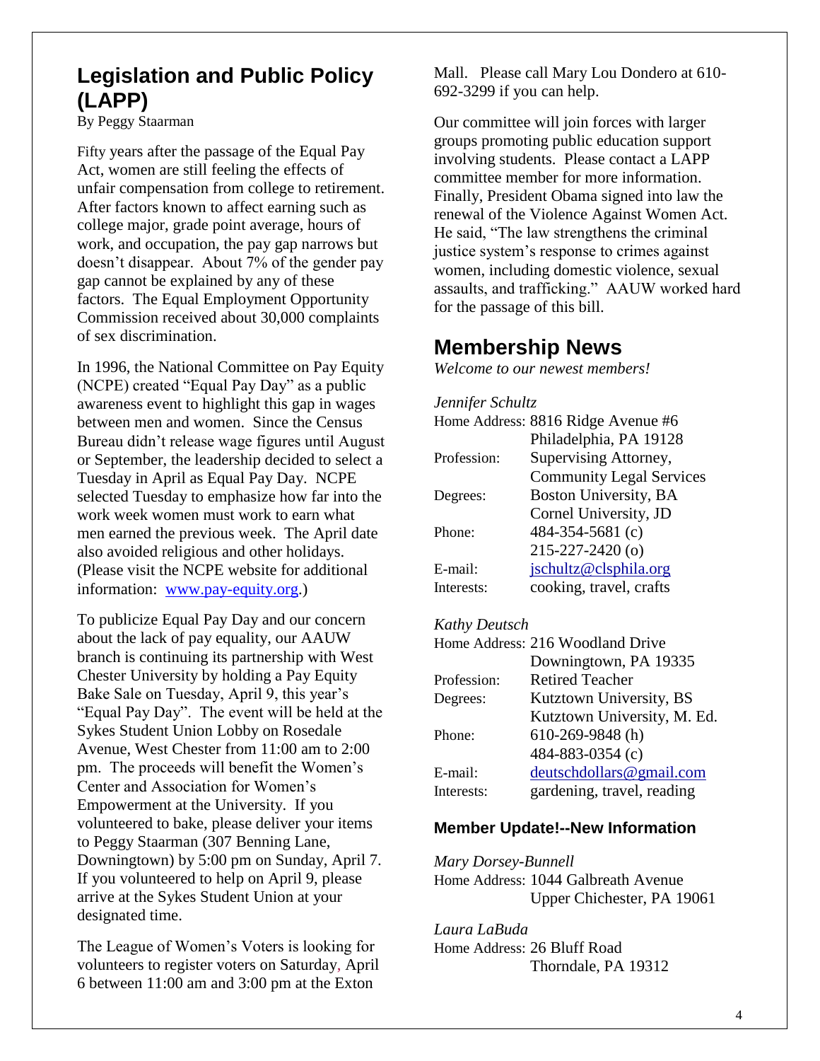## Legislation and Public Policy (LAPP)

By Peggy Staarman

Fifty years after the passage of the Equal Pay Act, women are still feeling the effects of unfair compensation from college to retirement. After factors known to affect earning such as college major, grade point average, hours of work, and occupation, the pay gap narrows but doesn't disappear. About 7% of the gender pay gap cannot be explained by any of these factors. The Equal Employment Opportunity Commission received about 30,000 complaints of sex discrimination.

In 1996, the National Committee on Pay Equity (NCPE) created "Equal Pay Day" as a public awareness event to highlight this gap in wages between men and women. Since the Census Bureau didn't release wage figures until August or September, the leadership decided to select a Tuesday in April as Equal Pay Day. NCPE selected Tuesday to emphasize how far into the work week women must work to earn what men earned the previous week. The April date also avoided religious and other holidays. (Please visit the NCPE website for additional information: [www.pay-equity.org](http://www.pay-equity.org).)

To publicize Equal Pay Day and our concern about the lack of pay equality, our AAUW branch is continuing its partnership with West Chester University by holding a Pay Equity Bake Sale on Tuesday, April 9, this year's "Equal Pay Day". The event will be held at the Sykes Student Union Lobby on Rosedale Avenue, West Chester from 11:00 am to 2:00 pm. The proceeds will benefit the Women's Center and Association for Women's Empowerment at the University. If you volunteered to bake, please deliver your items to Peggy Staarman (307 Benning Lane, Downingtown) by 5:00 pm on Sunday, April 7. If you volunteered to help on April 9, please arrive at the Sykes Student Union at your designated time.

The League of Women's Voters is looking for volunteers to register voters on Saturday, April 6 between 11:00 am and 3:00 pm at the Exton Mall. Please call Mary Lou Dondero at 610-692-3299 if you can help.

Our committee will join forces with larger groups promoting public education support involving students. Please contact a LAPP committee member for more information. Finally, President Obama signed into law the renewal of the Violence Against Women Act. He said, "The law strengthens the criminal justice system's response to crimes against women, including domestic violence, sexual assaults, and trafficking." AAUW worked hard for the passage of this bill.

## Membership News

*Welcome to our newest members!*

*Jennifer Schultz*

| | |
|---|---|
| Home Address: | 8816 Ridge Avenue #6<br>Philadelphia, PA 19128 |
| Profession: | Supervising Attorney,<br>Community Legal Services |
| Degrees: | Boston University, BA<br>Cornel University, JD |
| Phone: | 484-354-5681 (c)<br>215-227-2420 (o) |
| E-mail: | jschultz@clsphila.org |
| Interests: | cooking, travel, crafts |

*Kathy Deutsch*

| | |
|---|---|
| Home Address: | 216 Woodland Drive<br>Downingtown, PA 19335 |
| Profession: | Retired Teacher |
| Degrees: | Kutztown University, BS<br>Kutztown University, M. Ed. |
| Phone: | 610-269-9848 (h)<br>484-883-0354 (c) |
| E-mail: | deutschdollars@gmail.com |
| Interests: | gardening, travel, reading |

### Member Update!--New Information

*Mary Dorsey-Bunnell*

Home Address: 1044 Galbreath Avenue
Upper Chichester, PA 19061

*Laura LaBuda*

Home Address: 26 Bluff Road
Thorndale, PA 19312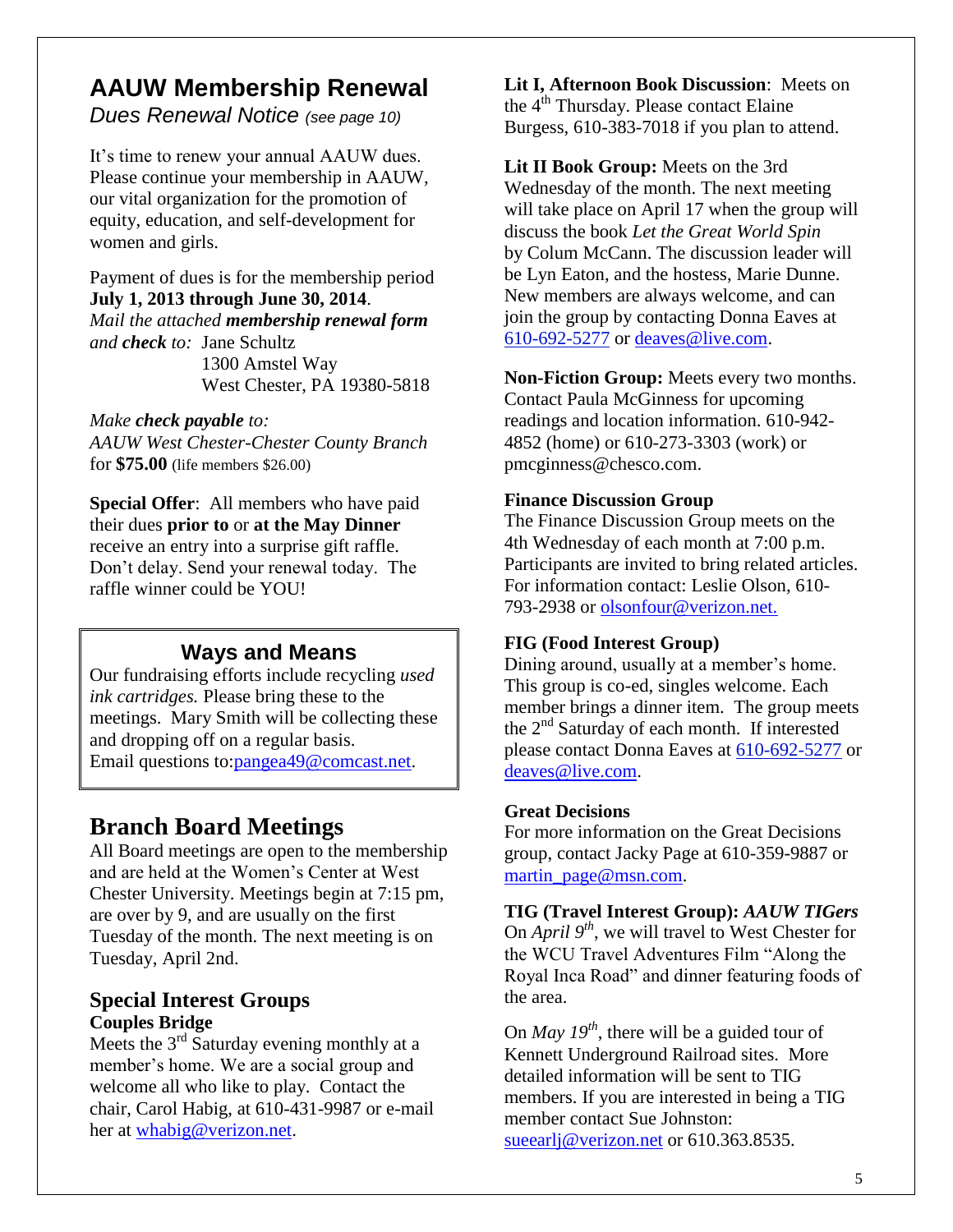## AAUW Membership Renewal

*Dues Renewal Notice (see page 10)*

It's time to renew your annual AAUW dues. Please continue your membership in AAUW, our vital organization for the promotion of equity, education, and self-development for women and girls.

Payment of dues is for the membership period **July 1, 2013 through June 30, 2014**.
*Mail the attached **membership renewal form** and **check** to:* Jane Schultz
1300 Amstel Way
West Chester, PA 19380-5818

*Make **check payable** to:*
*AAUW West Chester-Chester County Branch*
for **$75.00** (life members $26.00)

**Special Offer**: All members who have paid their dues **prior to** or **at the May Dinner** receive an entry into a surprise gift raffle. Don't delay. Send your renewal today. The raffle winner could be YOU!

### Ways and Means

Our fundraising efforts include recycling *used ink cartridges.* Please bring these to the meetings. Mary Smith will be collecting these and dropping off on a regular basis.
Email questions to:pangea49@comcast.net.

## Branch Board Meetings

All Board meetings are open to the membership and are held at the Women's Center at West Chester University. Meetings begin at 7:15 pm, are over by 9, and are usually on the first Tuesday of the month. The next meeting is on Tuesday, April 2nd.

### Special Interest Groups

**Couples Bridge**
Meets the 3rd Saturday evening monthly at a member's home. We are a social group and welcome all who like to play. Contact the chair, Carol Habig, at 610-431-9987 or e-mail her at whabig@verizon.net.

**Lit I, Afternoon Book Discussion**: Meets on the 4th Thursday. Please contact Elaine Burgess, 610-383-7018 if you plan to attend.

**Lit II Book Group:** Meets on the 3rd Wednesday of the month. The next meeting will take place on April 17 when the group will discuss the book *Let the Great World Spin* by Colum McCann. The discussion leader will be Lyn Eaton, and the hostess, Marie Dunne. New members are always welcome, and can join the group by contacting Donna Eaves at 610-692-5277 or deaves@live.com.

**Non-Fiction Group:** Meets every two months. Contact Paula McGinness for upcoming readings and location information. 610-942-4852 (home) or 610-273-3303 (work) or pmcginness@chesco.com.

**Finance Discussion Group**
The Finance Discussion Group meets on the 4th Wednesday of each month at 7:00 p.m. Participants are invited to bring related articles. For information contact: Leslie Olson, 610-793-2938 or olsonfour@verizon.net.

**FIG (Food Interest Group)**
Dining around, usually at a member's home. This group is co-ed, singles welcome. Each member brings a dinner item. The group meets the 2nd Saturday of each month. If interested please contact Donna Eaves at 610-692-5277 or deaves@live.com.

**Great Decisions**
For more information on the Great Decisions group, contact Jacky Page at 610-359-9887 or martin_page@msn.com.

**TIG (Travel Interest Group):** ***AAUW TIGers***
On *April 9th*, we will travel to West Chester for the WCU Travel Adventures Film "Along the Royal Inca Road" and dinner featuring foods of the area.

On *May 19th*, there will be a guided tour of Kennett Underground Railroad sites. More detailed information will be sent to TIG members. If you are interested in being a TIG member contact Sue Johnston: sueearlj@verizon.net or 610.363.8535.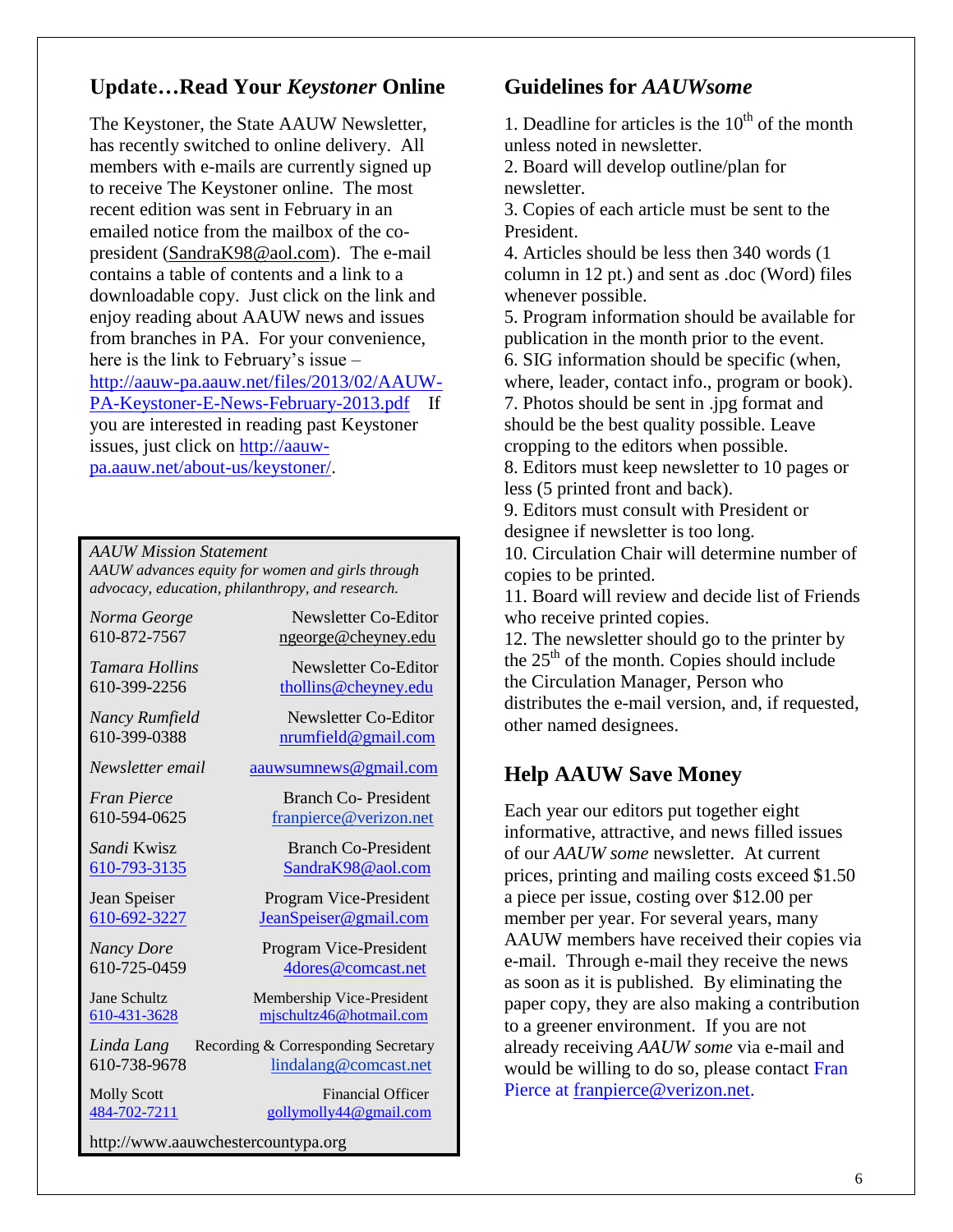## Update…Read Your *Keystoner* Online

The Keystoner, the State AAUW Newsletter, has recently switched to online delivery. All members with e-mails are currently signed up to receive The Keystoner online. The most recent edition was sent in February in an emailed notice from the mailbox of the co-president (SandraK98@aol.com). The e-mail contains a table of contents and a link to a downloadable copy. Just click on the link and enjoy reading about AAUW news and issues from branches in PA. For your convenience, here is the link to February's issue – http://aauw-pa.aauw.net/files/2013/02/AAUW-PA-Keystoner-E-News-February-2013.pdf If you are interested in reading past Keystoner issues, just click on http://aauw-pa.aauw.net/about-us/keystoner/.

*AAUW Mission Statement*
*AAUW advances equity for women and girls through advocacy, education, philanthropy, and research.*

| | |
|---|---|
| *Norma George* 610-872-7567 | Newsletter Co-Editor ngeorge@cheyney.edu |
| *Tamara Hollins* 610-399-2256 | Newsletter Co-Editor thollins@cheyney.edu |
| *Nancy Rumfield* 610-399-0388 | Newsletter Co-Editor nrumfield@gmail.com |
| *Newsletter email* | aauwsumnews@gmail.com |
| *Fran Pierce* 610-594-0625 | Branch Co- President franpierce@verizon.net |
| *Sandi* Kwisz 610-793-3135 | Branch Co-President SandraK98@aol.com |
| Jean Speiser 610-692-3227 | Program Vice-President JeanSpeiser@gmail.com |
| *Nancy Dore* 610-725-0459 | Program Vice-President 4dores@comcast.net |
| Jane Schultz 610-431-3628 | Membership Vice-President mjschultz46@hotmail.com |
| *Linda Lang* 610-738-9678 | Recording & Corresponding Secretary lindalang@comcast.net |
| Molly Scott 484-702-7211 | Financial Officer gollymolly44@gmail.com |

http://www.aauwchestercountypa.org

## Guidelines for *AAUWsome*

1. Deadline for articles is the 10th of the month unless noted in newsletter.
2. Board will develop outline/plan for newsletter.
3. Copies of each article must be sent to the President.
4. Articles should be less then 340 words (1 column in 12 pt.) and sent as .doc (Word) files whenever possible.
5. Program information should be available for publication in the month prior to the event.
6. SIG information should be specific (when, where, leader, contact info., program or book).
7. Photos should be sent in .jpg format and should be the best quality possible. Leave cropping to the editors when possible.
8. Editors must keep newsletter to 10 pages or less (5 printed front and back).
9. Editors must consult with President or designee if newsletter is too long.
10. Circulation Chair will determine number of copies to be printed.
11. Board will review and decide list of Friends who receive printed copies.
12. The newsletter should go to the printer by the 25th of the month. Copies should include the Circulation Manager, Person who distributes the e-mail version, and, if requested, other named designees.

## Help AAUW Save Money

Each year our editors put together eight informative, attractive, and news filled issues of our *AAUW some* newsletter. At current prices, printing and mailing costs exceed $1.50 a piece per issue, costing over $12.00 per member per year. For several years, many AAUW members have received their copies via e-mail. Through e-mail they receive the news as soon as it is published. By eliminating the paper copy, they are also making a contribution to a greener environment. If you are not already receiving *AAUW some* via e-mail and would be willing to do so, please contact Fran Pierce at franpierce@verizon.net.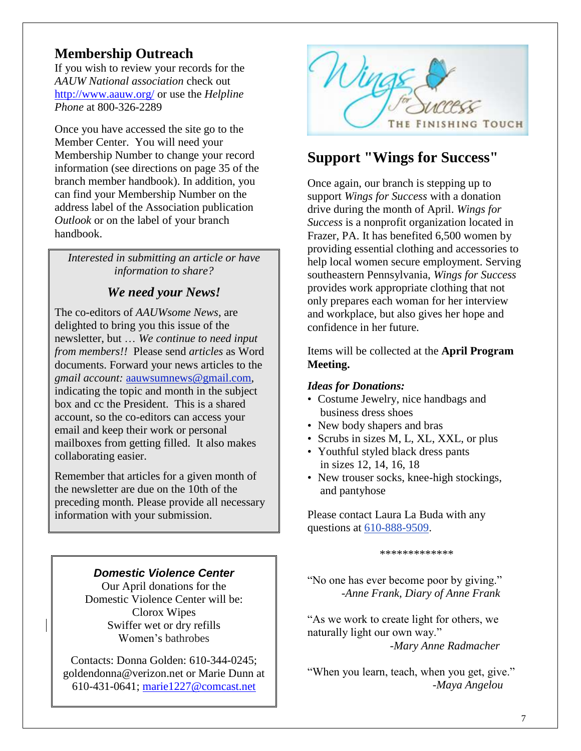## Membership Outreach

If you wish to review your records for the *AAUW National association* check out http://www.aauw.org/ or use the *Helpline Phone* at 800-326-2289

Once you have accessed the site go to the Member Center. You will need your Membership Number to change your record information (see directions on page 35 of the branch member handbook). In addition, you can find your Membership Number on the address label of the Association publication *Outlook* or on the label of your branch handbook.

*Interested in submitting an article or have information to share?*

### *We need your News!*

The co-editors of *AAUWsome News*, are delighted to bring you this issue of the newsletter, but … *We continue to need input from members!!* Please send *articles* as Word documents. Forward your news articles to the *gmail account:* aauwsumnews@gmail.com, indicating the topic and month in the subject box and cc the President. This is a shared account, so the co-editors can access your email and keep their work or personal mailboxes from getting filled. It also makes collaborating easier.

Remember that articles for a given month of the newsletter are due on the 10th of the preceding month. Please provide all necessary information with your submission.

### ***Domestic Violence Center***

Our April donations for the Domestic Violence Center will be:
Clorox Wipes
Swiffer wet or dry refills
Women's bathrobes

Contacts: Donna Golden: 610-344-0245; goldendonna@verizon.net or Marie Dunn at 610-431-0641; marie1227@comcast.net

Wings for Success
THE FINISHING TOUCH

## Support "Wings for Success"

Once again, our branch is stepping up to support *Wings for Success* with a donation drive during the month of April. *Wings for Success* is a nonprofit organization located in Frazer, PA. It has benefited 6,500 women by providing essential clothing and accessories to help local women secure employment. Serving southeastern Pennsylvania, *Wings for Success* provides work appropriate clothing that not only prepares each woman for her interview and workplace, but also gives her hope and confidence in her future.

Items will be collected at the **April Program Meeting.**

***Ideas for Donations:***

- Costume Jewelry, nice handbags and business dress shoes
- New body shapers and bras
- Scrubs in sizes M, L, XL, XXL, or plus
- Youthful styled black dress pants in sizes 12, 14, 16, 18
- New trouser socks, knee-high stockings, and pantyhose

Please contact Laura La Buda with any questions at 610-888-9509.

*************

"No one has ever become poor by giving."
*-Anne Frank, Diary of Anne Frank*

"As we work to create light for others, we naturally light our own way."
*-Mary Anne Radmacher*

"When you learn, teach, when you get, give."
*-Maya Angelou*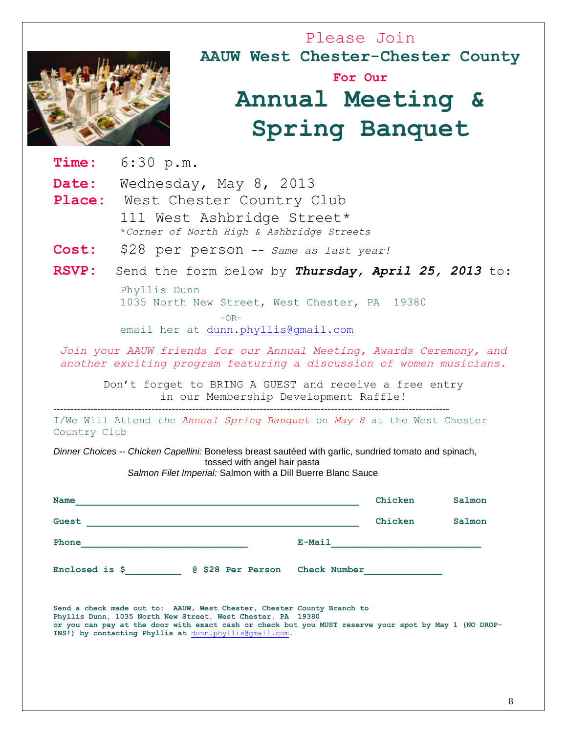Please Join

**AAUW West Chester-Chester County**

**For Our**

# Annual Meeting & Spring Banquet

**Time:** 6:30 p.m.

**Date:** Wednesday, May 8, 2013

**Place:** West Chester Country Club
111 West Ashbridge Street*
*\*Corner of North High & Ashbridge Streets*

**Cost:** $28 per person -- *Same as last year!*

**RSVP:** Send the form below by ***Thursday, April 25, 2013*** to:

Phyllis Dunn
1035 North New Street, West Chester, PA 19380

-OR-

email her at dunn.phyllis@gmail.com

*Join your AAUW friends for our Annual Meeting, Awards Ceremony, and another exciting program featuring a discussion of women musicians.*

Don't forget to BRING A GUEST and receive a free entry in our Membership Development Raffle!

---

I/We Will Attend *the Annual Spring Banquet* on *May 8* at the West Chester Country Club

*Dinner Choices -- Chicken Capellini:* Boneless breast sautéed with garlic, sundried tomato and spinach, tossed with angel hair pasta
*Salmon Filet Imperial:* Salmon with a Dill Buerre Blanc Sauce

**Name**\_\_\_\_\_\_\_\_\_\_\_\_\_\_\_\_\_\_\_\_\_\_\_\_\_\_\_\_\_\_\_\_\_\_\_\_\_\_\_\_ **Chicken** **Salmon**

**Guest** \_\_\_\_\_\_\_\_\_\_\_\_\_\_\_\_\_\_\_\_\_\_\_\_\_\_\_\_\_\_\_\_\_\_\_\_\_\_\_\_ **Chicken** **Salmon**

**Phone**\_\_\_\_\_\_\_\_\_\_\_\_\_\_\_\_\_\_\_\_\_\_ **E-Mail**\_\_\_\_\_\_\_\_\_\_\_\_\_\_\_\_\_\_\_\_\_\_

**Enclosed is $**\_\_\_\_\_\_\_\_ **@ $28 Per Person** **Check Number**\_\_\_\_\_\_\_\_\_\_\_

**Send a check made out to: AAUW, West Chester, Chester County Branch to Phyllis Dunn, 1035 North New Street, West Chester, PA 19380 or you can pay at the door with exact cash or check but you MUST reserve your spot by May 1 (NO DROP-INS!) by contacting Phyllis at** dunn.phyllis@gmail.com.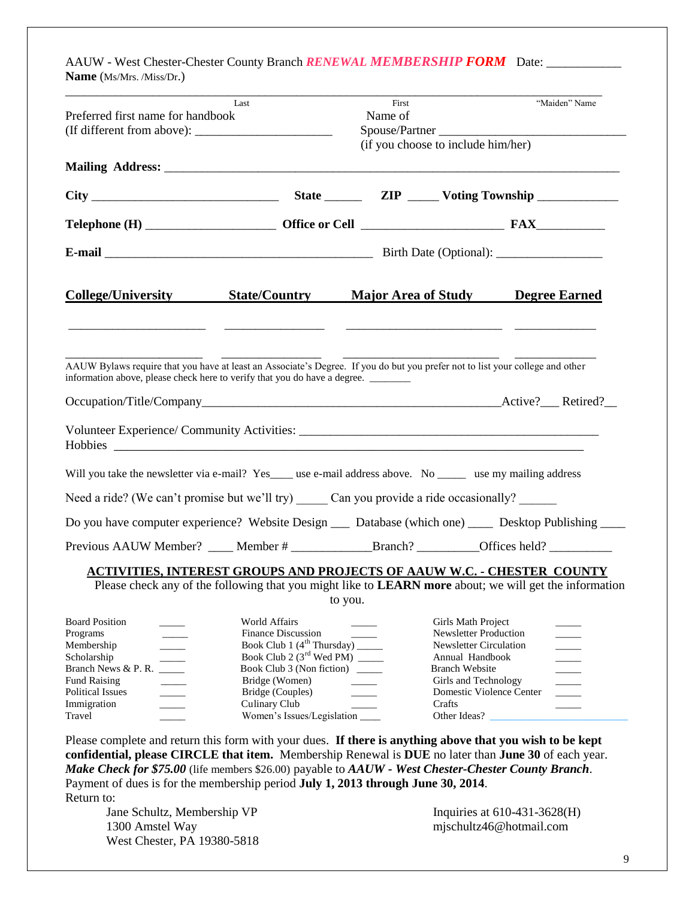AAUW - West Chester-Chester County Branch ***RENEWAL MEMBERSHIP FORM*** Date: ___________

**Name** (Ms/Mrs. /Miss/Dr.)

______________________________________________________________________________
Last First "Maiden" Name

Preferred first name for handbook (If different from above): _____________________

Name of Spouse/Partner ____________________________ (if you choose to include him/her)

**Mailing Address:** ____________________________________________________________

**City** _____________________________ **State** ______ **ZIP** _____ **Voting Township** ____________

**Telephone (H)** ____________________ **Office or Cell** ______________________ **FAX**__________

**E-mail** __________________________________________ Birth Date (Optional): ________________

| College/University | State/Country | Major Area of Study | Degree Earned |
|---|---|---|---|
| _____________________ | ________________ | _________________________ | _____________ |
| _____________________ | ________________ | _________________________ | _____________ |

AAUW Bylaws require that you have at least an Associate's Degree. If you do but you prefer not to list your college and other information above, please check here to verify that you do have a degree. _______

Occupation/Title/Company_______________________________________________Active?___ Retired?__

Volunteer Experience/ Community Activities: _______________________________________________

Hobbies ___________________________________________________________________________

Will you take the newsletter via e-mail? Yes____ use e-mail address above. No _____ use my mailing address

Need a ride? (We can't promise but we'll try) _____ Can you provide a ride occasionally? ______

Do you have computer experience? Website Design ___ Database (which one) ____ Desktop Publishing ____

Previous AAUW Member? ____ Member # ____________Branch? _________Offices held? _________

## ACTIVITIES, INTEREST GROUPS AND PROJECTS OF AAUW W.C. - CHESTER COUNTY

Please check any of the following that you might like to **LEARN more** about; we will get the information to you.

| | | | | | |
|---|---|---|---|---|---|
| Board Position | _____ | World Affairs | _____ | Girls Math Project | _____ |
| Programs | _____ | Finance Discussion | _____ | Newsletter Production | _____ |
| Membership | _____ | Book Club 1 (4th Thursday) | _____ | Newsletter Circulation | _____ |
| Scholarship | _____ | Book Club 2 (3rd Wed PM) | _____ | Annual Handbook | _____ |
| Branch News & P. R. | _____ | Book Club 3 (Non fiction) | _____ | Branch Website | _____ |
| Fund Raising | _____ | Bridge (Women) | _____ | Girls and Technology | _____ |
| Political Issues | _____ | Bridge (Couples) | _____ | Domestic Violence Center | _____ |
| Immigration | _____ | Culinary Club | _____ | Crafts | _____ |
| Travel | _____ | Women's Issues/Legislation | ____ | Other Ideas? | _____________________ |

Please complete and return this form with your dues. **If there is anything above that you wish to be kept confidential, please CIRCLE that item.** Membership Renewal is **DUE** no later than **June 30** of each year. ***Make Check for $75.00*** (life members $26.00) payable to ***AAUW - West Chester-Chester County Branch***. Payment of dues is for the membership period **July 1, 2013 through June 30, 2014**.

Return to:

Jane Schultz, Membership VP
1300 Amstel Way
West Chester, PA 19380-5818

Inquiries at 610-431-3628(H)
mjschultz46@hotmail.com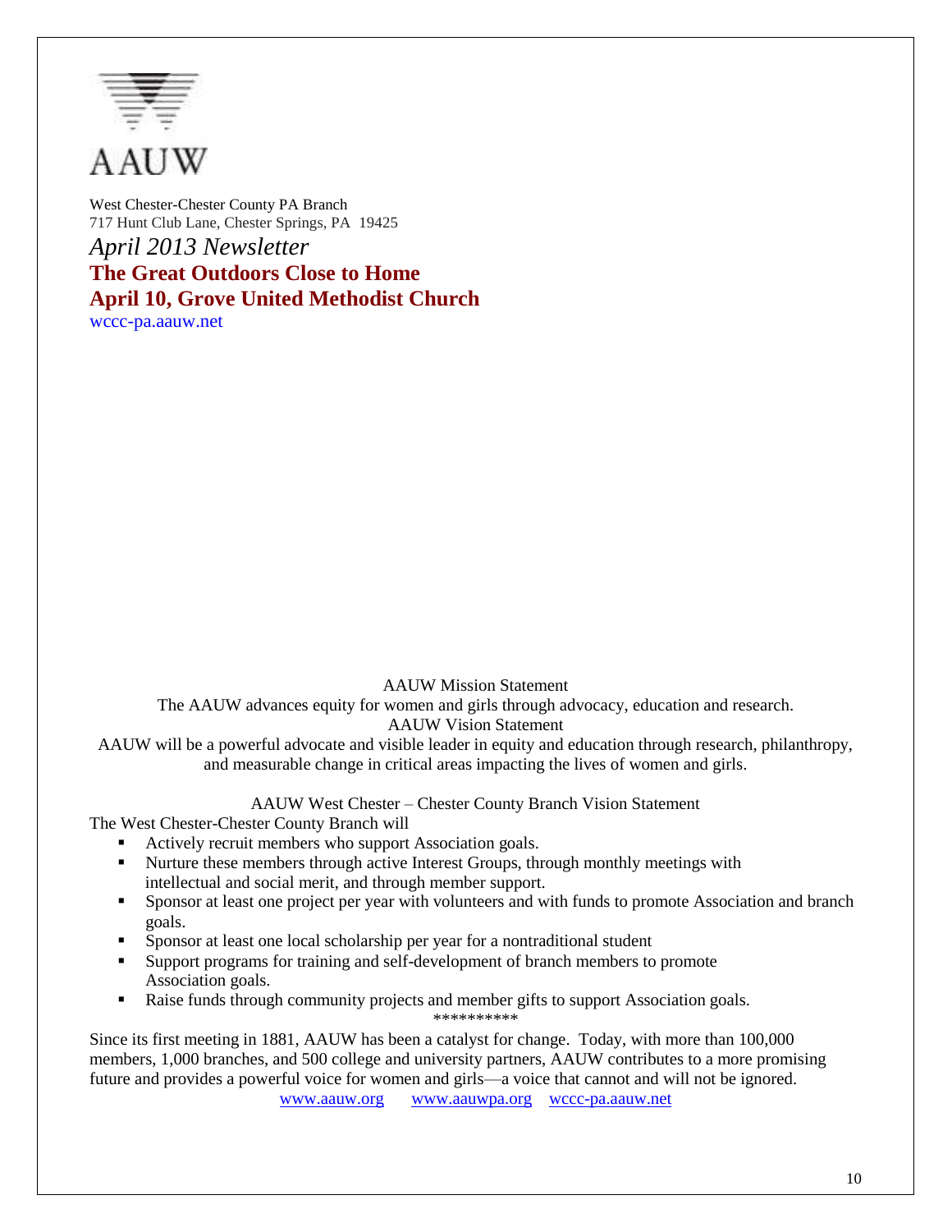AAUW

West Chester-Chester County PA Branch
717 Hunt Club Lane, Chester Springs, PA 19425

*April 2013 Newsletter*

**The Great Outdoors Close to Home**

**April 10, Grove United Methodist Church**

wccc-pa.aauw.net

AAUW Mission Statement

The AAUW advances equity for women and girls through advocacy, education and research.

AAUW Vision Statement

AAUW will be a powerful advocate and visible leader in equity and education through research, philanthropy, and measurable change in critical areas impacting the lives of women and girls.

AAUW West Chester – Chester County Branch Vision Statement

The West Chester-Chester County Branch will

- Actively recruit members who support Association goals.
- Nurture these members through active Interest Groups, through monthly meetings with intellectual and social merit, and through member support.
- Sponsor at least one project per year with volunteers and with funds to promote Association and branch goals.
- Sponsor at least one local scholarship per year for a nontraditional student
- Support programs for training and self-development of branch members to promote Association goals.
- Raise funds through community projects and member gifts to support Association goals.

**********

Since its first meeting in 1881, AAUW has been a catalyst for change. Today, with more than 100,000 members, 1,000 branches, and 500 college and university partners, AAUW contributes to a more promising future and provides a powerful voice for women and girls—a voice that cannot and will not be ignored.

www.aauw.org www.aauwpa.org wccc-pa.aauw.net